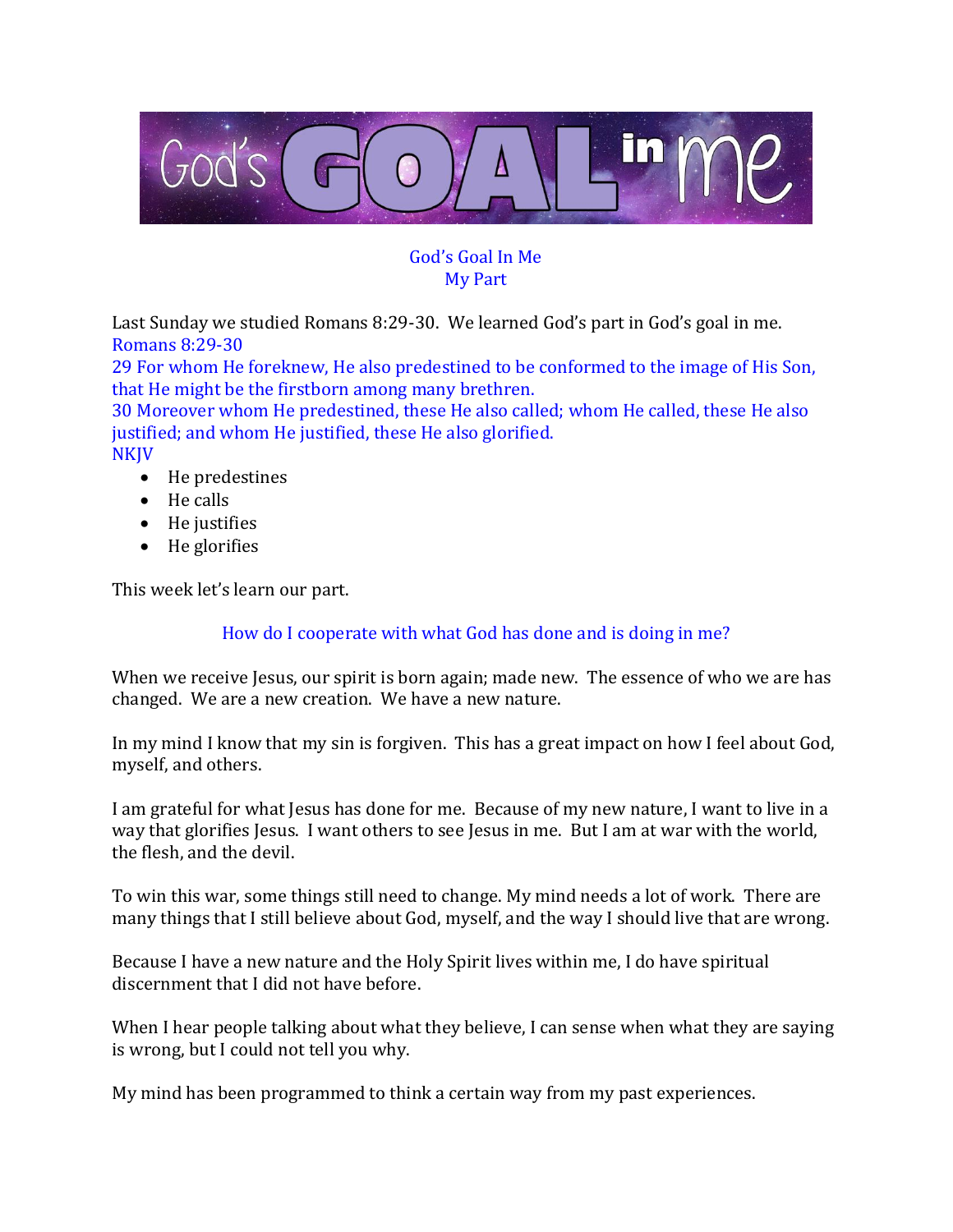# God's GOAL in me

## God's Goal In Me
## My Part

Last Sunday we studied Romans 8:29-30. We learned God's part in God's goal in me.
Romans 8:29-30
29 For whom He foreknew, He also predestined to be conformed to the image of His Son, that He might be the firstborn among many brethren.
30 Moreover whom He predestined, these He also called; whom He called, these He also justified; and whom He justified, these He also glorified.
NKJV

- He predestines
- He calls
- He justifies
- He glorifies

This week let's learn our part.

How do I cooperate with what God has done and is doing in me?

When we receive Jesus, our spirit is born again; made new. The essence of who we are has changed. We are a new creation. We have a new nature.

In my mind I know that my sin is forgiven. This has a great impact on how I feel about God, myself, and others.

I am grateful for what Jesus has done for me. Because of my new nature, I want to live in a way that glorifies Jesus. I want others to see Jesus in me. But I am at war with the world, the flesh, and the devil.

To win this war, some things still need to change. My mind needs a lot of work. There are many things that I still believe about God, myself, and the way I should live that are wrong.

Because I have a new nature and the Holy Spirit lives within me, I do have spiritual discernment that I did not have before.

When I hear people talking about what they believe, I can sense when what they are saying is wrong, but I could not tell you why.

My mind has been programmed to think a certain way from my past experiences.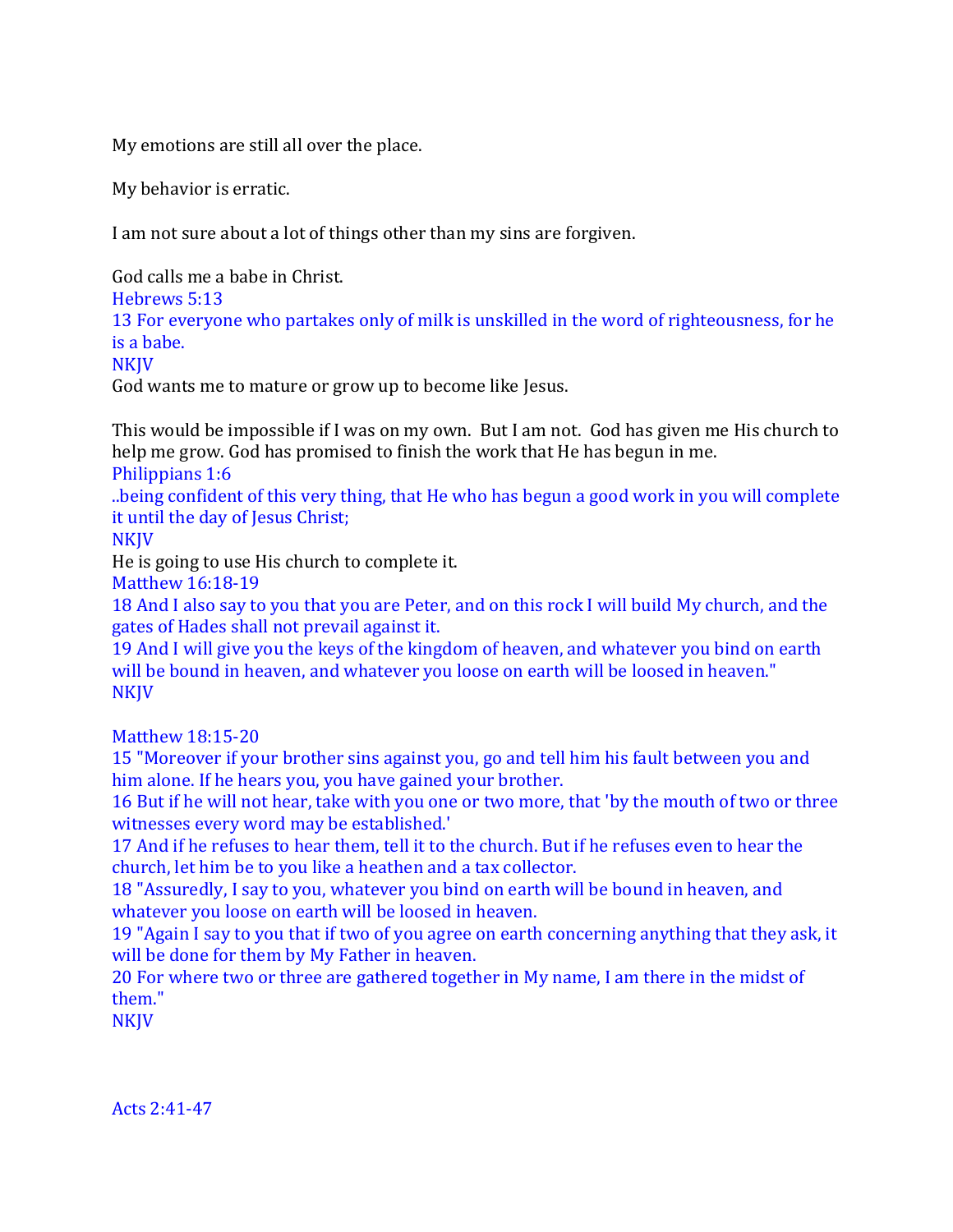My emotions are still all over the place.

My behavior is erratic.

I am not sure about a lot of things other than my sins are forgiven.

God calls me a babe in Christ.
Hebrews 5:13
13 For everyone who partakes only of milk is unskilled in the word of righteousness, for he is a babe.
NKJV
God wants me to mature or grow up to become like Jesus.

This would be impossible if I was on my own. But I am not. God has given me His church to help me grow. God has promised to finish the work that He has begun in me.
Philippians 1:6
..being confident of this very thing, that He who has begun a good work in you will complete it until the day of Jesus Christ;
NKJV
He is going to use His church to complete it.
Matthew 16:18-19
18 And I also say to you that you are Peter, and on this rock I will build My church, and the gates of Hades shall not prevail against it.
19 And I will give you the keys of the kingdom of heaven, and whatever you bind on earth will be bound in heaven, and whatever you loose on earth will be loosed in heaven."
NKJV

Matthew 18:15-20
15 "Moreover if your brother sins against you, go and tell him his fault between you and him alone. If he hears you, you have gained your brother.
16 But if he will not hear, take with you one or two more, that 'by the mouth of two or three witnesses every word may be established.'
17 And if he refuses to hear them, tell it to the church. But if he refuses even to hear the church, let him be to you like a heathen and a tax collector.
18 "Assuredly, I say to you, whatever you bind on earth will be bound in heaven, and whatever you loose on earth will be loosed in heaven.
19 "Again I say to you that if two of you agree on earth concerning anything that they ask, it will be done for them by My Father in heaven.
20 For where two or three are gathered together in My name, I am there in the midst of them."
NKJV

Acts 2:41-47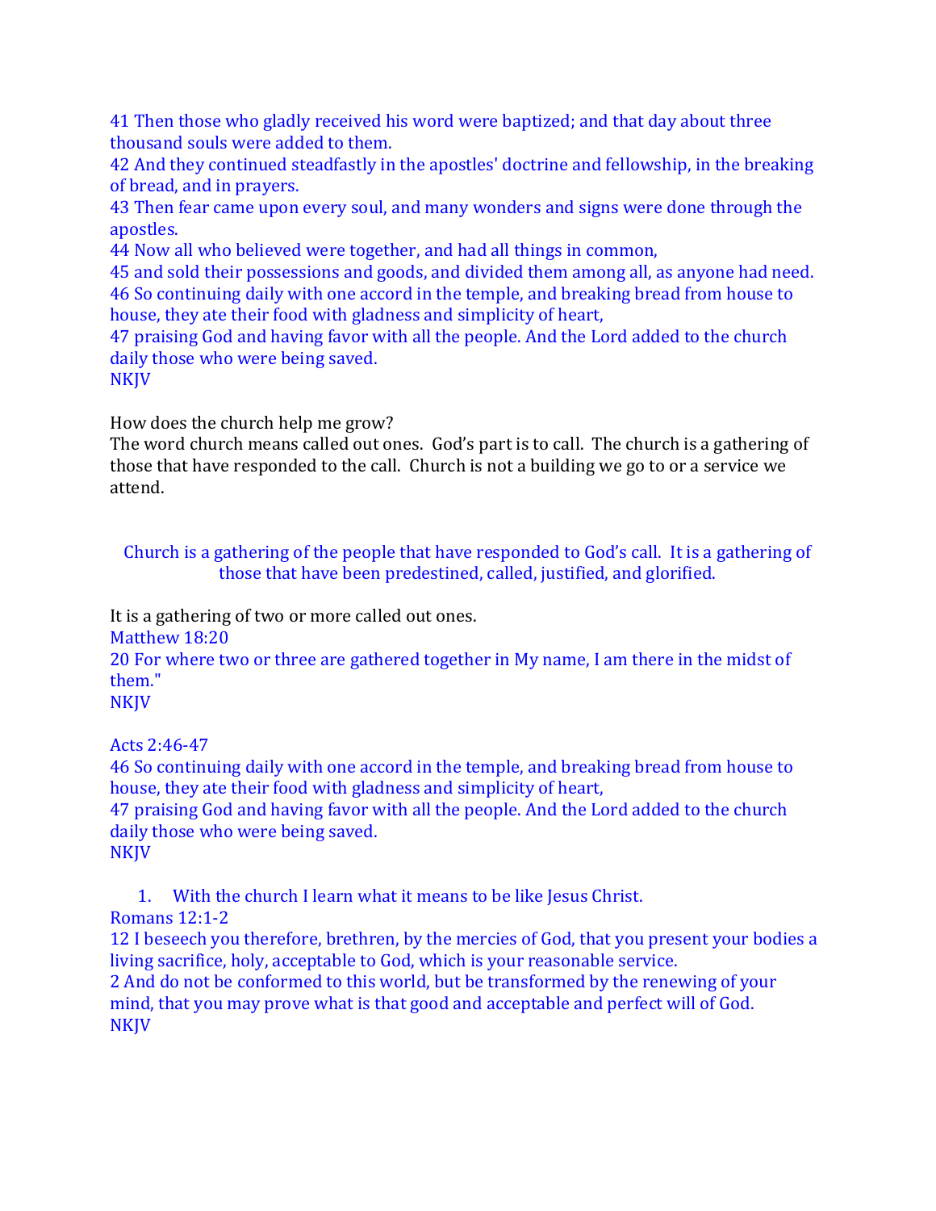41 Then those who gladly received his word were baptized; and that day about three thousand souls were added to them.
42 And they continued steadfastly in the apostles' doctrine and fellowship, in the breaking of bread, and in prayers.
43 Then fear came upon every soul, and many wonders and signs were done through the apostles.
44 Now all who believed were together, and had all things in common,
45 and sold their possessions and goods, and divided them among all, as anyone had need.
46 So continuing daily with one accord in the temple, and breaking bread from house to house, they ate their food with gladness and simplicity of heart,
47 praising God and having favor with all the people. And the Lord added to the church daily those who were being saved.
NKJV

How does the church help me grow?
The word church means called out ones. God's part is to call. The church is a gathering of those that have responded to the call. Church is not a building we go to or a service we attend.

Church is a gathering of the people that have responded to God's call. It is a gathering of those that have been predestined, called, justified, and glorified.

It is a gathering of two or more called out ones.
Matthew 18:20
20 For where two or three are gathered together in My name, I am there in the midst of them."
NKJV

Acts 2:46-47
46 So continuing daily with one accord in the temple, and breaking bread from house to house, they ate their food with gladness and simplicity of heart,
47 praising God and having favor with all the people. And the Lord added to the church daily those who were being saved.
NKJV

1. With the church I learn what it means to be like Jesus Christ.

Romans 12:1-2
12 I beseech you therefore, brethren, by the mercies of God, that you present your bodies a living sacrifice, holy, acceptable to God, which is your reasonable service.
2 And do not be conformed to this world, but be transformed by the renewing of your mind, that you may prove what is that good and acceptable and perfect will of God.
NKJV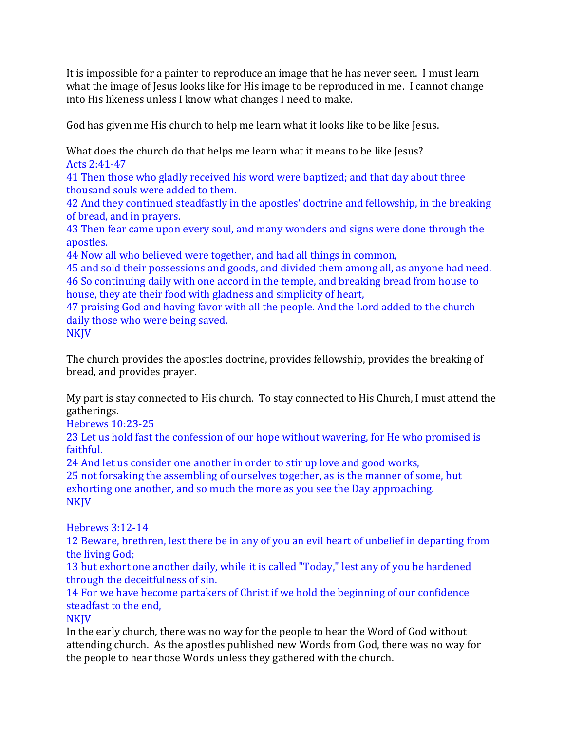It is impossible for a painter to reproduce an image that he has never seen. I must learn what the image of Jesus looks like for His image to be reproduced in me. I cannot change into His likeness unless I know what changes I need to make.

God has given me His church to help me learn what it looks like to be like Jesus.

What does the church do that helps me learn what it means to be like Jesus?
Acts 2:41-47
41 Then those who gladly received his word were baptized; and that day about three thousand souls were added to them.
42 And they continued steadfastly in the apostles' doctrine and fellowship, in the breaking of bread, and in prayers.
43 Then fear came upon every soul, and many wonders and signs were done through the apostles.
44 Now all who believed were together, and had all things in common,
45 and sold their possessions and goods, and divided them among all, as anyone had need.
46 So continuing daily with one accord in the temple, and breaking bread from house to house, they ate their food with gladness and simplicity of heart,
47 praising God and having favor with all the people. And the Lord added to the church daily those who were being saved.
NKJV

The church provides the apostles doctrine, provides fellowship, provides the breaking of bread, and provides prayer.

My part is stay connected to His church. To stay connected to His Church, I must attend the gatherings.
Hebrews 10:23-25
23 Let us hold fast the confession of our hope without wavering, for He who promised is faithful.
24 And let us consider one another in order to stir up love and good works,
25 not forsaking the assembling of ourselves together, as is the manner of some, but exhorting one another, and so much the more as you see the Day approaching.
NKJV

Hebrews 3:12-14
12 Beware, brethren, lest there be in any of you an evil heart of unbelief in departing from the living God;
13 but exhort one another daily, while it is called "Today," lest any of you be hardened through the deceitfulness of sin.
14 For we have become partakers of Christ if we hold the beginning of our confidence steadfast to the end,
NKJV
In the early church, there was no way for the people to hear the Word of God without attending church. As the apostles published new Words from God, there was no way for the people to hear those Words unless they gathered with the church.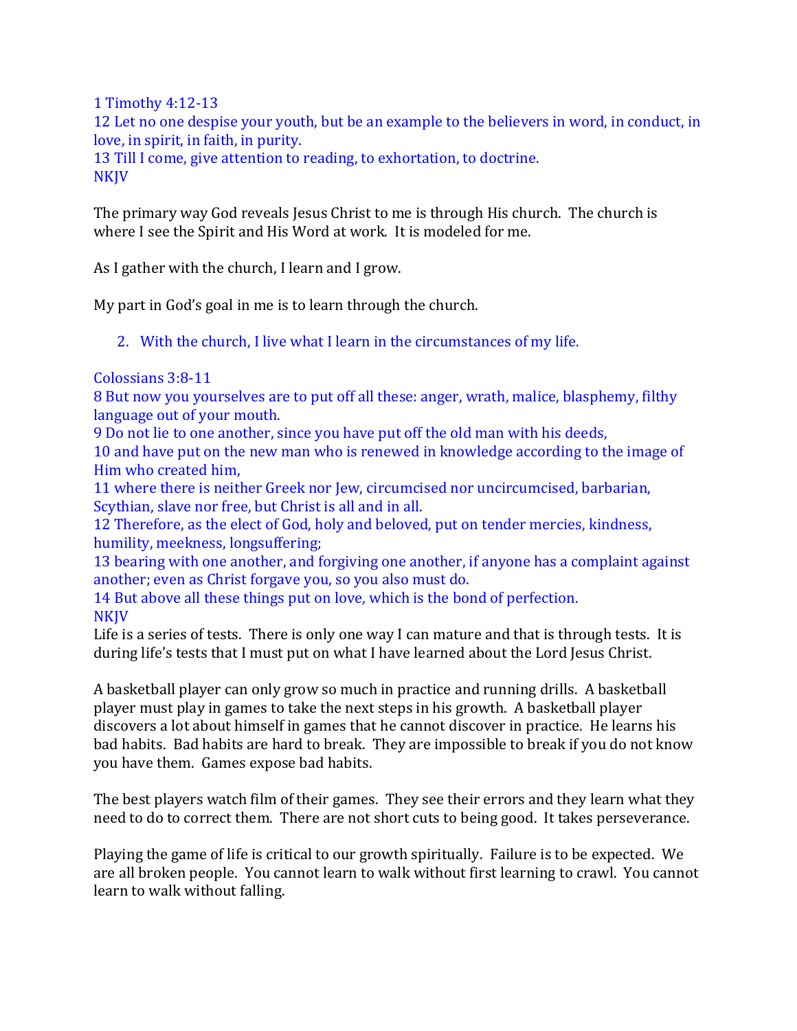1 Timothy 4:12-13
12 Let no one despise your youth, but be an example to the believers in word, in conduct, in love, in spirit, in faith, in purity.
13 Till I come, give attention to reading, to exhortation, to doctrine.
NKJV

The primary way God reveals Jesus Christ to me is through His church. The church is where I see the Spirit and His Word at work. It is modeled for me.

As I gather with the church, I learn and I grow.

My part in God's goal in me is to learn through the church.

2. With the church, I live what I learn in the circumstances of my life.

Colossians 3:8-11
8 But now you yourselves are to put off all these: anger, wrath, malice, blasphemy, filthy language out of your mouth.
9 Do not lie to one another, since you have put off the old man with his deeds,
10 and have put on the new man who is renewed in knowledge according to the image of Him who created him,
11 where there is neither Greek nor Jew, circumcised nor uncircumcised, barbarian, Scythian, slave nor free, but Christ is all and in all.
12 Therefore, as the elect of God, holy and beloved, put on tender mercies, kindness, humility, meekness, longsuffering;
13 bearing with one another, and forgiving one another, if anyone has a complaint against another; even as Christ forgave you, so you also must do.
14 But above all these things put on love, which is the bond of perfection.
NKJV

Life is a series of tests. There is only one way I can mature and that is through tests. It is during life's tests that I must put on what I have learned about the Lord Jesus Christ.

A basketball player can only grow so much in practice and running drills. A basketball player must play in games to take the next steps in his growth. A basketball player discovers a lot about himself in games that he cannot discover in practice. He learns his bad habits. Bad habits are hard to break. They are impossible to break if you do not know you have them. Games expose bad habits.

The best players watch film of their games. They see their errors and they learn what they need to do to correct them. There are not short cuts to being good. It takes perseverance.

Playing the game of life is critical to our growth spiritually. Failure is to be expected. We are all broken people. You cannot learn to walk without first learning to crawl. You cannot learn to walk without falling.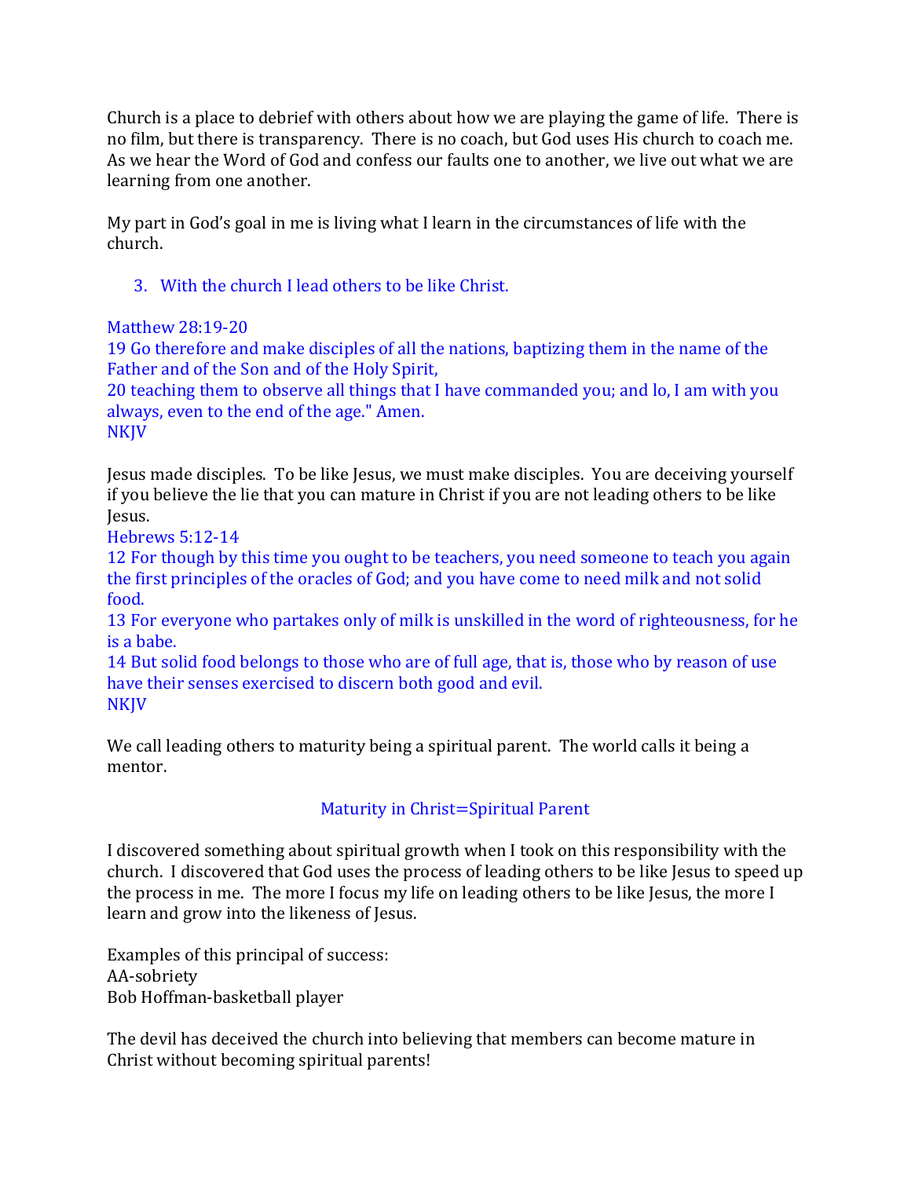Church is a place to debrief with others about how we are playing the game of life. There is no film, but there is transparency. There is no coach, but God uses His church to coach me. As we hear the Word of God and confess our faults one to another, we live out what we are learning from one another.

My part in God's goal in me is living what I learn in the circumstances of life with the church.

3. With the church I lead others to be like Christ.

Matthew 28:19-20
19 Go therefore and make disciples of all the nations, baptizing them in the name of the Father and of the Son and of the Holy Spirit,
20 teaching them to observe all things that I have commanded you; and lo, I am with you always, even to the end of the age." Amen.
NKJV

Jesus made disciples. To be like Jesus, we must make disciples. You are deceiving yourself if you believe the lie that you can mature in Christ if you are not leading others to be like Jesus.
Hebrews 5:12-14
12 For though by this time you ought to be teachers, you need someone to teach you again the first principles of the oracles of God; and you have come to need milk and not solid food.
13 For everyone who partakes only of milk is unskilled in the word of righteousness, for he is a babe.
14 But solid food belongs to those who are of full age, that is, those who by reason of use have their senses exercised to discern both good and evil.
NKJV

We call leading others to maturity being a spiritual parent. The world calls it being a mentor.

Maturity in Christ=Spiritual Parent

I discovered something about spiritual growth when I took on this responsibility with the church. I discovered that God uses the process of leading others to be like Jesus to speed up the process in me. The more I focus my life on leading others to be like Jesus, the more I learn and grow into the likeness of Jesus.

Examples of this principal of success:
AA-sobriety
Bob Hoffman-basketball player

The devil has deceived the church into believing that members can become mature in Christ without becoming spiritual parents!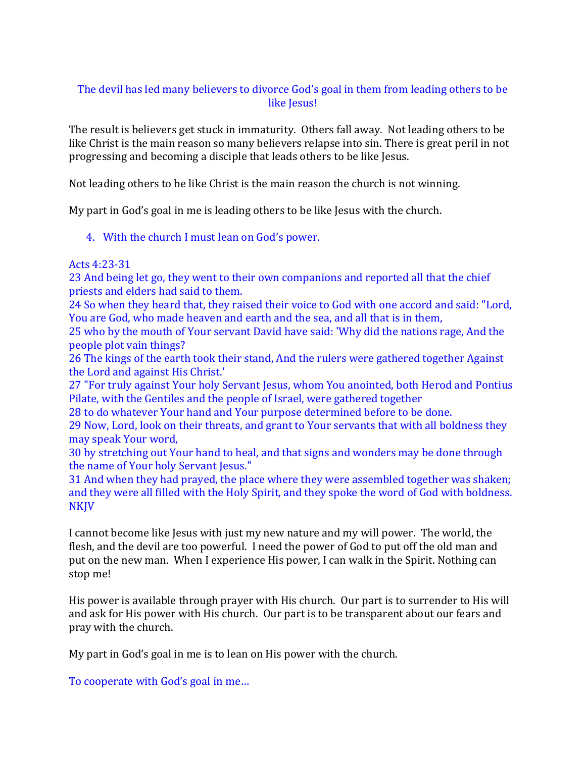The devil has led many believers to divorce God's goal in them from leading others to be like Jesus!

The result is believers get stuck in immaturity. Others fall away. Not leading others to be like Christ is the main reason so many believers relapse into sin. There is great peril in not progressing and becoming a disciple that leads others to be like Jesus.

Not leading others to be like Christ is the main reason the church is not winning.

My part in God's goal in me is leading others to be like Jesus with the church.

4. With the church I must lean on God's power.

Acts 4:23-31
23 And being let go, they went to their own companions and reported all that the chief priests and elders had said to them.
24 So when they heard that, they raised their voice to God with one accord and said: "Lord, You are God, who made heaven and earth and the sea, and all that is in them,
25 who by the mouth of Your servant David have said: 'Why did the nations rage, And the people plot vain things?
26 The kings of the earth took their stand, And the rulers were gathered together Against the Lord and against His Christ.'
27 "For truly against Your holy Servant Jesus, whom You anointed, both Herod and Pontius Pilate, with the Gentiles and the people of Israel, were gathered together
28 to do whatever Your hand and Your purpose determined before to be done.
29 Now, Lord, look on their threats, and grant to Your servants that with all boldness they may speak Your word,
30 by stretching out Your hand to heal, and that signs and wonders may be done through the name of Your holy Servant Jesus."
31 And when they had prayed, the place where they were assembled together was shaken; and they were all filled with the Holy Spirit, and they spoke the word of God with boldness.
NKJV

I cannot become like Jesus with just my new nature and my will power. The world, the flesh, and the devil are too powerful. I need the power of God to put off the old man and put on the new man. When I experience His power, I can walk in the Spirit. Nothing can stop me!

His power is available through prayer with His church. Our part is to surrender to His will and ask for His power with His church. Our part is to be transparent about our fears and pray with the church.

My part in God's goal in me is to lean on His power with the church.

To cooperate with God's goal in me…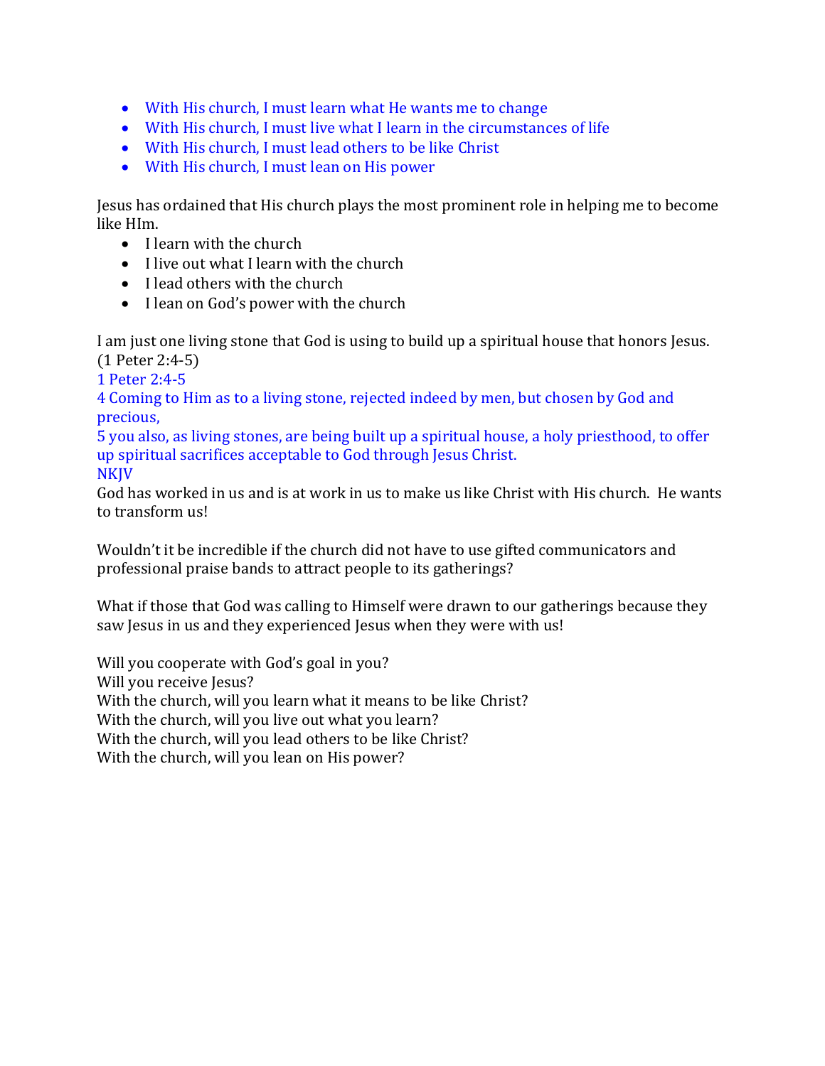- With His church, I must learn what He wants me to change
- With His church, I must live what I learn in the circumstances of life
- With His church, I must lead others to be like Christ
- With His church, I must lean on His power

Jesus has ordained that His church plays the most prominent role in helping me to become like HIm.

- I learn with the church
- I live out what I learn with the church
- I lead others with the church
- I lean on God's power with the church

I am just one living stone that God is using to build up a spiritual house that honors Jesus. (1 Peter 2:4-5)

1 Peter 2:4-5
4 Coming to Him as to a living stone, rejected indeed by men, but chosen by God and precious,
5 you also, as living stones, are being built up a spiritual house, a holy priesthood, to offer up spiritual sacrifices acceptable to God through Jesus Christ.
NKJV

God has worked in us and is at work in us to make us like Christ with His church. He wants to transform us!

Wouldn't it be incredible if the church did not have to use gifted communicators and professional praise bands to attract people to its gatherings?

What if those that God was calling to Himself were drawn to our gatherings because they saw Jesus in us and they experienced Jesus when they were with us!

Will you cooperate with God's goal in you?
Will you receive Jesus?
With the church, will you learn what it means to be like Christ?
With the church, will you live out what you learn?
With the church, will you lead others to be like Christ?
With the church, will you lean on His power?